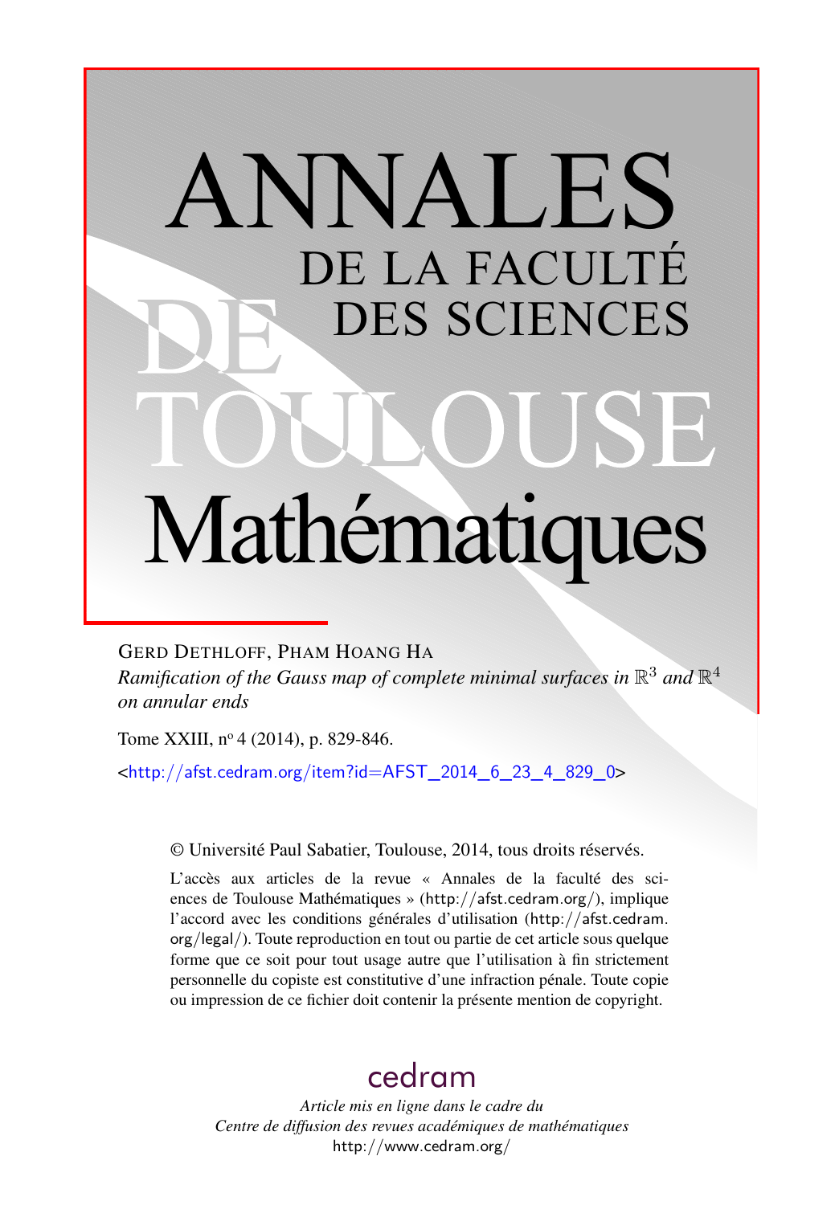# ANNALES DE LA FACULTÉ DES SCIENCES DE TOULOUSE Mathématiques

GERD DETHLOFF, PHAM HOANG HA

*Ramification of the Gauss map of complete minimal surfaces in $\mathbb{R}^3$ and $\mathbb{R}^4$ on annular ends*

Tome XXIII, nº 4 (2014), p. 829-846.

<http://afst.cedram.org/item?id=AFST_2014_6_23_4_829_0>

© Université Paul Sabatier, Toulouse, 2014, tous droits réservés.

L'accès aux articles de la revue « Annales de la faculté des sciences de Toulouse Mathématiques » (http://afst.cedram.org/), implique l'accord avec les conditions générales d'utilisation (http://afst.cedram.org/legal/). Toute reproduction en tout ou partie de cet article sous quelque forme que ce soit pour tout usage autre que l'utilisation à fin strictement personnelle du copiste est constitutive d'une infraction pénale. Toute copie ou impression de ce fichier doit contenir la présente mention de copyright.

cedram

*Article mis en ligne dans le cadre du Centre de diffusion des revues académiques de mathématiques*
http://www.cedram.org/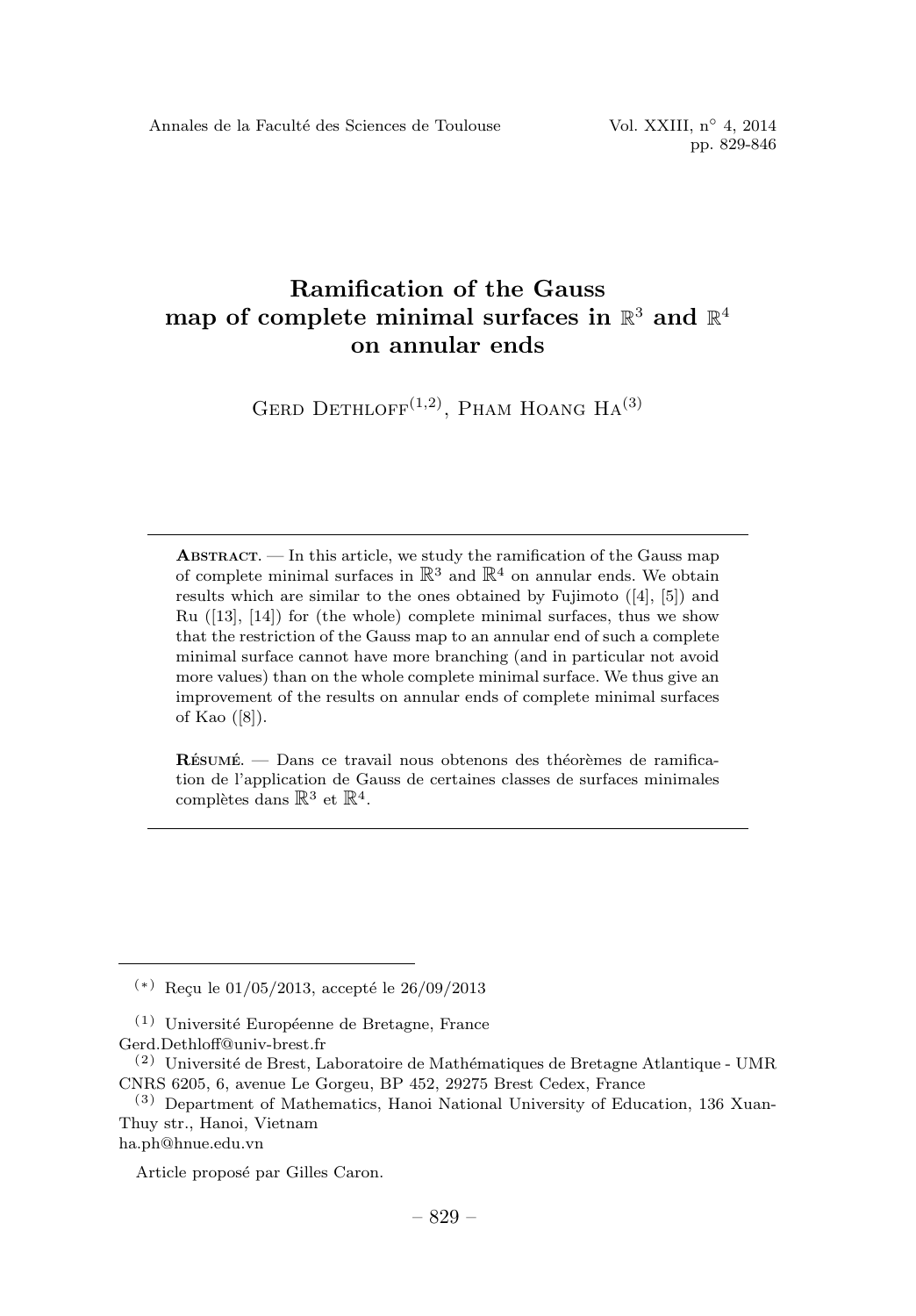# Ramification of the Gauss map of complete minimal surfaces in $\mathbb{R}^3$ and $\mathbb{R}^4$ on annular ends

Gerd Dethloff[(1,2)], Pham Hoang Ha[(3)]

---

**Abstract.** — In this article, we study the ramification of the Gauss map of complete minimal surfaces in $\mathbb{R}^3$ and $\mathbb{R}^4$ on annular ends. We obtain results which are similar to the ones obtained by Fujimoto ([4], [5]) and Ru ([13], [14]) for (the whole) complete minimal surfaces, thus we show that the restriction of the Gauss map to an annular end of such a complete minimal surface cannot have more branching (and in particular not avoid more values) than on the whole complete minimal surface. We thus give an improvement of the results on annular ends of complete minimal surfaces of Kao ([8]).

**Résumé.** — Dans ce travail nous obtenons des théorèmes de ramification de l'application de Gauss de certaines classes de surfaces minimales complètes dans $\mathbb{R}^3$ et $\mathbb{R}^4$.

---

(*) Reçu le 01/05/2013, accepté le 26/09/2013

(1) Université Européenne de Bretagne, France
Gerd.Dethloff@univ-brest.fr

(2) Université de Brest, Laboratoire de Mathématiques de Bretagne Atlantique - UMR CNRS 6205, 6, avenue Le Gorgeu, BP 452, 29275 Brest Cedex, France

(3) Department of Mathematics, Hanoi National University of Education, 136 Xuan-Thuy str., Hanoi, Vietnam
ha.ph@hnue.edu.vn

Article proposé par Gilles Caron.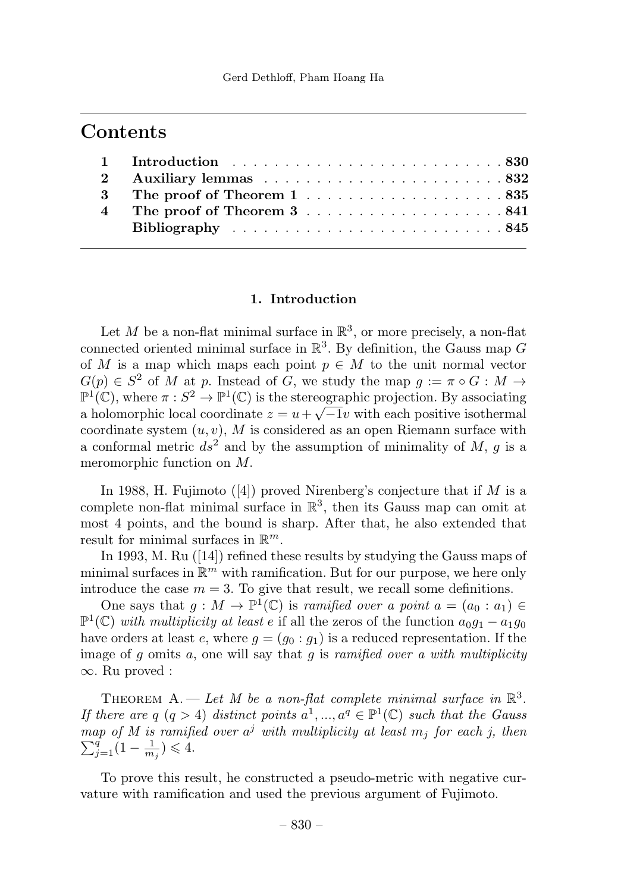## Contents

| | | |
|---|---|---|
| 1 | **Introduction** | **830** |
| 2 | **Auxiliary lemmas** | **832** |
| 3 | **The proof of Theorem 1** | **835** |
| 4 | **The proof of Theorem 3** | **841** |
| | **Bibliography** | **845** |

### 1. Introduction

Let $M$ be a non-flat minimal surface in $\mathbb{R}^3$, or more precisely, a non-flat connected oriented minimal surface in $\mathbb{R}^3$. By definition, the Gauss map $G$ of $M$ is a map which maps each point $p \in M$ to the unit normal vector $G(p) \in S^2$ of $M$ at $p$. Instead of $G$, we study the map $g := \pi \circ G : M \to \mathbb{P}^1(\mathbb{C})$, where $\pi : S^2 \to \mathbb{P}^1(\mathbb{C})$ is the stereographic projection. By associating a holomorphic local coordinate $z = u + \sqrt{-1}v$ with each positive isothermal coordinate system $(u, v)$, $M$ is considered as an open Riemann surface with a conformal metric $ds^2$ and by the assumption of minimality of $M$, $g$ is a meromorphic function on $M$.

In 1988, H. Fujimoto ([4]) proved Nirenberg's conjecture that if $M$ is a complete non-flat minimal surface in $\mathbb{R}^3$, then its Gauss map can omit at most 4 points, and the bound is sharp. After that, he also extended that result for minimal surfaces in $\mathbb{R}^m$.

In 1993, M. Ru ([14]) refined these results by studying the Gauss maps of minimal surfaces in $\mathbb{R}^m$ with ramification. But for our purpose, we here only introduce the case $m = 3$. To give that result, we recall some definitions.

One says that $g : M \to \mathbb{P}^1(\mathbb{C})$ is *ramified over a point* $a = (a_0 : a_1) \in \mathbb{P}^1(\mathbb{C})$ *with multiplicity at least* $e$ if all the zeros of the function $a_0 g_1 - a_1 g_0$ have orders at least $e$, where $g = (g_0 : g_1)$ is a reduced representation. If the image of $g$ omits $a$, one will say that $g$ is *ramified over* $a$ *with multiplicity* $\infty$. Ru proved :

Theorem A. — *Let $M$ be a non-flat complete minimal surface in $\mathbb{R}^3$. If there are $q$ $(q > 4)$ distinct points $a^1, ..., a^q \in \mathbb{P}^1(\mathbb{C})$ such that the Gauss map of $M$ is ramified over $a^j$ with multiplicity at least $m_j$ for each $j$, then* $\sum_{j=1}^{q}(1 - \frac{1}{m_j}) \leqslant 4$.

To prove this result, he constructed a pseudo-metric with negative curvature with ramification and used the previous argument of Fujimoto.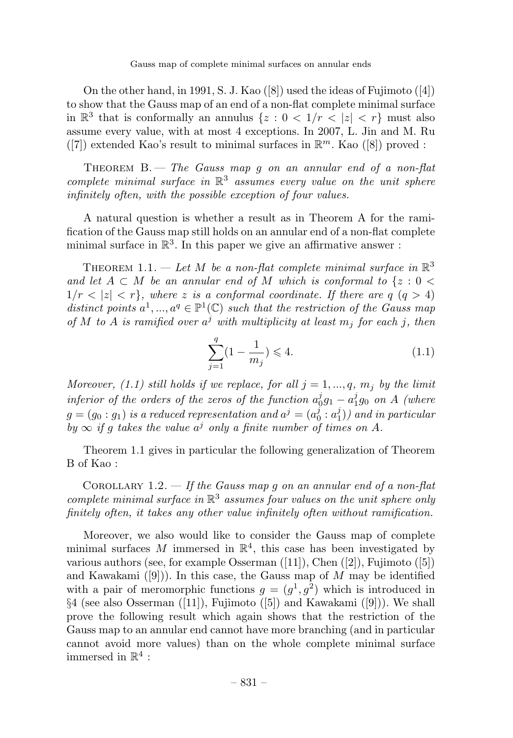On the other hand, in 1991, S. J. Kao ([8]) used the ideas of Fujimoto ([4]) to show that the Gauss map of an end of a non-flat complete minimal surface in $\mathbb{R}^3$ that is conformally an annulus $\{z : 0 < 1/r < |z| < r\}$ must also assume every value, with at most 4 exceptions. In 2007, L. Jin and M. Ru ([7]) extended Kao's result to minimal surfaces in $\mathbb{R}^m$. Kao ([8]) proved :

Theorem B. — *The Gauss map $g$ on an annular end of a non-flat complete minimal surface in $\mathbb{R}^3$ assumes every value on the unit sphere infinitely often, with the possible exception of four values.*

A natural question is whether a result as in Theorem A for the ramification of the Gauss map still holds on an annular end of a non-flat complete minimal surface in $\mathbb{R}^3$. In this paper we give an affirmative answer :

Theorem 1.1. — *Let $M$ be a non-flat complete minimal surface in $\mathbb{R}^3$ and let $A \subset M$ be an annular end of $M$ which is conformal to $\{z : 0 < 1/r < |z| < r\}$, where $z$ is a conformal coordinate. If there are $q$ $(q > 4)$ distinct points $a^1, ..., a^q \in \mathbb{P}^1(\mathbb{C})$ such that the restriction of the Gauss map of $M$ to $A$ is ramified over $a^j$ with multiplicity at least $m_j$ for each $j$, then*

$$\sum_{j=1}^{q}(1 - \frac{1}{m_j}) \leqslant 4. \tag{1.1}$$

*Moreover, (1.1) still holds if we replace, for all $j = 1, ..., q$, $m_j$ by the limit inferior of the orders of the zeros of the function $a_0^j g_1 - a_1^j g_0$ on $A$ (where $g = (g_0 : g_1)$ is a reduced representation and $a^j = (a_0^j : a_1^j)$) and in particular by $\infty$ if $g$ takes the value $a^j$ only a finite number of times on $A$.*

Theorem 1.1 gives in particular the following generalization of Theorem B of Kao :

Corollary 1.2. — *If the Gauss map $g$ on an annular end of a non-flat complete minimal surface in $\mathbb{R}^3$ assumes four values on the unit sphere only finitely often, it takes any other value infinitely often without ramification.*

Moreover, we also would like to consider the Gauss map of complete minimal surfaces $M$ immersed in $\mathbb{R}^4$, this case has been investigated by various authors (see, for example Osserman ([11]), Chen ([2]), Fujimoto ([5]) and Kawakami ([9])). In this case, the Gauss map of $M$ may be identified with a pair of meromorphic functions $g = (g^1, g^2)$ which is introduced in §4 (see also Osserman ([11]), Fujimoto ([5]) and Kawakami ([9])). We shall prove the following result which again shows that the restriction of the Gauss map to an annular end cannot have more branching (and in particular cannot avoid more values) than on the whole complete minimal surface immersed in $\mathbb{R}^4$ :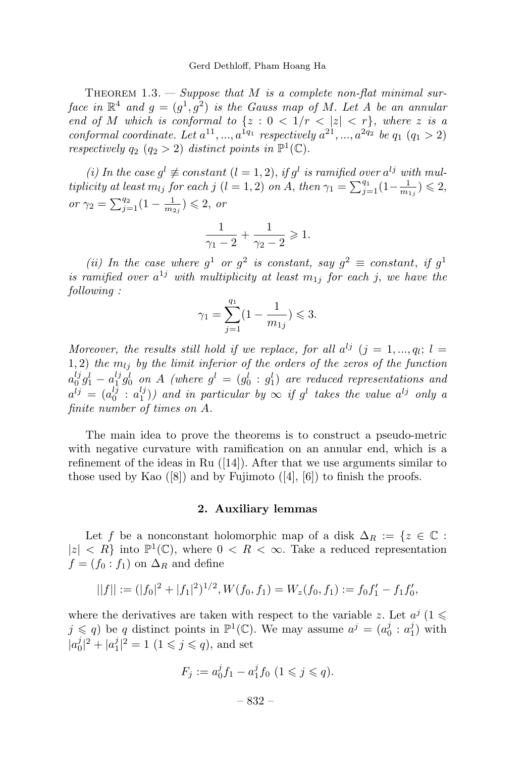Theorem 1.3. — *Suppose that $M$ is a complete non-flat minimal surface in $\mathbb{R}^4$ and $g = (g^1, g^2)$ is the Gauss map of $M$. Let $A$ be an annular end of $M$ which is conformal to $\{z : 0 < 1/r < |z| < r\}$, where $z$ is a conformal coordinate. Let $a^{11}, ..., a^{1q_1}$ respectively $a^{21}, ..., a^{2q_2}$ be $q_1$ $(q_1 > 2)$ respectively $q_2$ $(q_2 > 2)$ distinct points in $\mathbb{P}^1(\mathbb{C})$.*

*(i) In the case $g^l \not\equiv constant$ $(l = 1, 2)$, if $g^l$ is ramified over $a^{lj}$ with multiplicity at least $m_{lj}$ for each $j$ $(l = 1, 2)$ on $A$, then $\gamma_1 = \sum_{j=1}^{q_1}(1 - \frac{1}{m_{1j}}) \leqslant 2$, or $\gamma_2 = \sum_{j=1}^{q_2}(1 - \frac{1}{m_{2j}}) \leqslant 2$, or*

$$\frac{1}{\gamma_1 - 2} + \frac{1}{\gamma_2 - 2} \geqslant 1.$$

*(ii) In the case where $g^1$ or $g^2$ is constant, say $g^2 \equiv constant$, if $g^1$ is ramified over $a^{1j}$ with multiplicity at least $m_{1j}$ for each $j$, we have the following :*

$$\gamma_1 = \sum_{j=1}^{q_1}(1 - \frac{1}{m_{1j}}) \leqslant 3.$$

*Moreover, the results still hold if we replace, for all $a^{lj}$ $(j = 1, ..., q_l;$ $l = 1, 2)$ the $m_{lj}$ by the limit inferior of the orders of the zeros of the function $a_0^{lj} g_1^l - a_1^{lj} g_0^l$ on $A$ (where $g^l = (g_0^l : g_1^l)$ are reduced representations and $a^{lj} = (a_0^{lj} : a_1^{lj})$) and in particular by $\infty$ if $g^l$ takes the value $a^{lj}$ only a finite number of times on $A$.*

The main idea to prove the theorems is to construct a pseudo-metric with negative curvature with ramification on an annular end, which is a refinement of the ideas in Ru ([14]). After that we use arguments similar to those used by Kao ([8]) and by Fujimoto ([4], [6]) to finish the proofs.

## 2. Auxiliary lemmas

Let $f$ be a nonconstant holomorphic map of a disk $\Delta_R := \{z \in \mathbb{C} : |z| < R\}$ into $\mathbb{P}^1(\mathbb{C})$, where $0 < R < \infty$. Take a reduced representation $f = (f_0 : f_1)$ on $\Delta_R$ and define

$$||f|| := (|f_0|^2 + |f_1|^2)^{1/2}, W(f_0, f_1) = W_z(f_0, f_1) := f_0 f_1' - f_1 f_0',$$

where the derivatives are taken with respect to the variable $z$. Let $a^j$ $(1 \leqslant j \leqslant q)$ be $q$ distinct points in $\mathbb{P}^1(\mathbb{C})$. We may assume $a^j = (a_0^j : a_1^j)$ with $|a_0^j|^2 + |a_1^j|^2 = 1$ $(1 \leqslant j \leqslant q)$, and set

$$F_j := a_0^j f_1 - a_1^j f_0 \ (1 \leqslant j \leqslant q).$$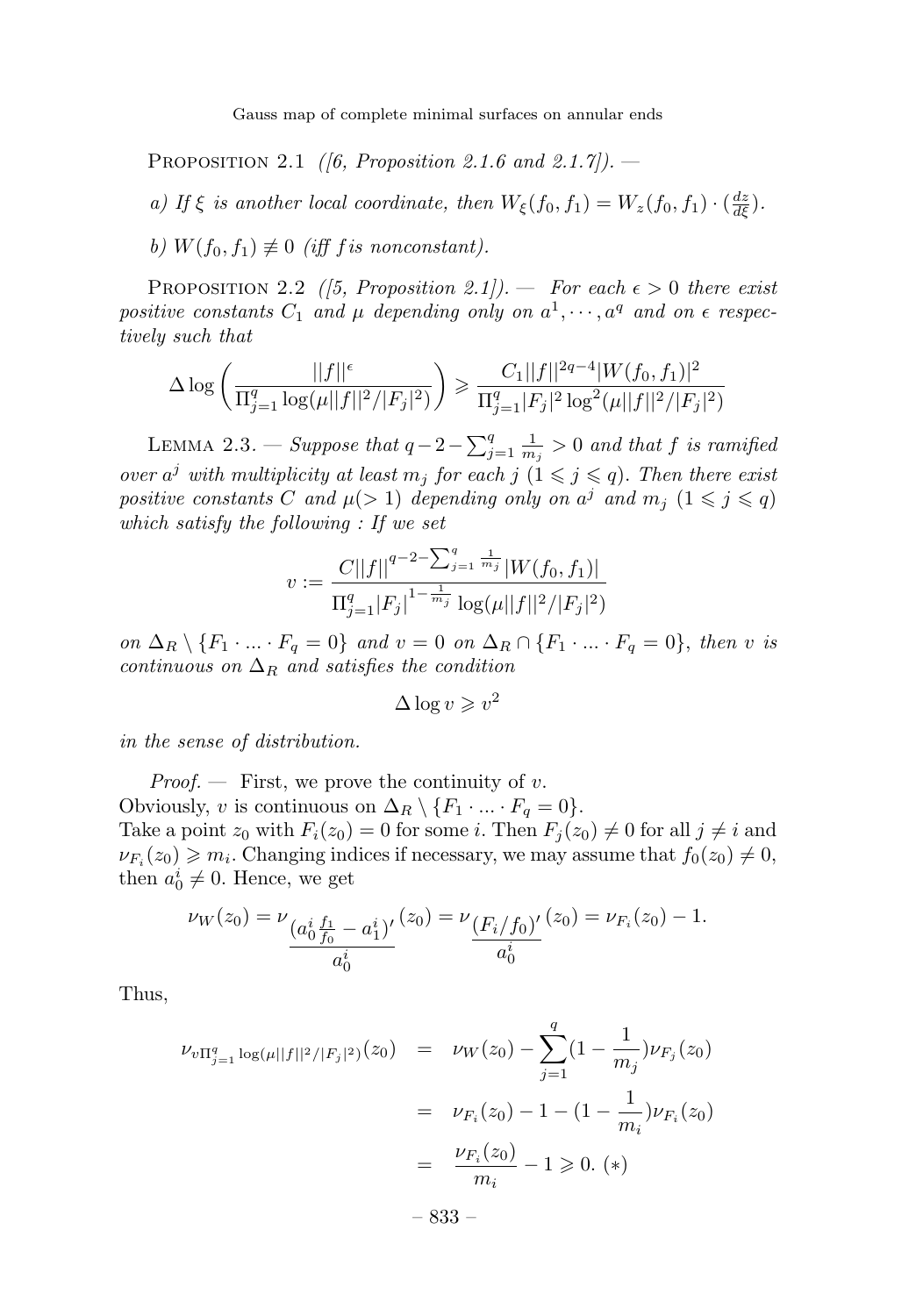PROPOSITION 2.1 *([6, Proposition 2.1.6 and 2.1.7]).* —

*a) If $\xi$ is another local coordinate, then $W_\xi(f_0, f_1) = W_z(f_0, f_1) \cdot (\frac{dz}{d\xi})$.*

*b) $W(f_0, f_1) \not\equiv 0$ (iff $f$ is nonconstant).*

PROPOSITION 2.2 *([5, Proposition 2.1]).* — *For each $\epsilon > 0$ there exist positive constants $C_1$ and $\mu$ depending only on $a^1, \cdots, a^q$ and on $\epsilon$ respectively such that*

$$\Delta \log \left( \frac{||f||^\epsilon}{\Pi_{j=1}^q \log(\mu||f||^2/|F_j|^2)} \right) \geqslant \frac{C_1 ||f||^{2q-4} |W(f_0, f_1)|^2}{\Pi_{j=1}^q |F_j|^2 \log^2(\mu||f||^2/|F_j|^2)}$$

LEMMA 2.3. — *Suppose that $q - 2 - \sum_{j=1}^q \frac{1}{m_j} > 0$ and that $f$ is ramified over $a^j$ with multiplicity at least $m_j$ for each $j$ $(1 \leqslant j \leqslant q)$. Then there exist positive constants $C$ and $\mu (> 1)$ depending only on $a^j$ and $m_j$ $(1 \leqslant j \leqslant q)$ which satisfy the following : If we set*

$$v := \frac{C||f||^{q-2-\sum_{j=1}^q \frac{1}{m_j}} |W(f_0, f_1)|}{\Pi_{j=1}^q |F_j|^{1-\frac{1}{m_j}} \log(\mu||f||^2/|F_j|^2)}$$

*on $\Delta_R \setminus \{F_1 \cdot ... \cdot F_q = 0\}$ and $v = 0$ on $\Delta_R \cap \{F_1 \cdot ... \cdot F_q = 0\}$, then $v$ is continuous on $\Delta_R$ and satisfies the condition*

$$\Delta \log v \geqslant v^2$$

*in the sense of distribution.*

*Proof.* — First, we prove the continuity of $v$.
Obviously, $v$ is continuous on $\Delta_R \setminus \{F_1 \cdot ... \cdot F_q = 0\}$.
Take a point $z_0$ with $F_i(z_0) = 0$ for some $i$. Then $F_j(z_0) \neq 0$ for all $j \neq i$ and $\nu_{F_i}(z_0) \geqslant m_i$. Changing indices if necessary, we may assume that $f_0(z_0) \neq 0$, then $a_0^i \neq 0$. Hence, we get

$$\nu_W(z_0) = \nu_{\frac{(a_0^i \frac{f_1}{f_0} - a_1^i)'}{a_0^i}}(z_0) = \nu_{\frac{(F_i/f_0)'}{a_0^i}}(z_0) = \nu_{F_i}(z_0) - 1.$$

Thus,

$$\begin{aligned}
\nu_{v\Pi_{j=1}^q \log(\mu||f||^2/|F_j|^2)}(z_0) &= \nu_W(z_0) - \sum_{j=1}^q (1 - \frac{1}{m_j}) \nu_{F_j}(z_0) \\
&= \nu_{F_i}(z_0) - 1 - (1 - \frac{1}{m_i}) \nu_{F_i}(z_0) \\
&= \frac{\nu_{F_i}(z_0)}{m_i} - 1 \geqslant 0. \ (*)
\end{aligned}$$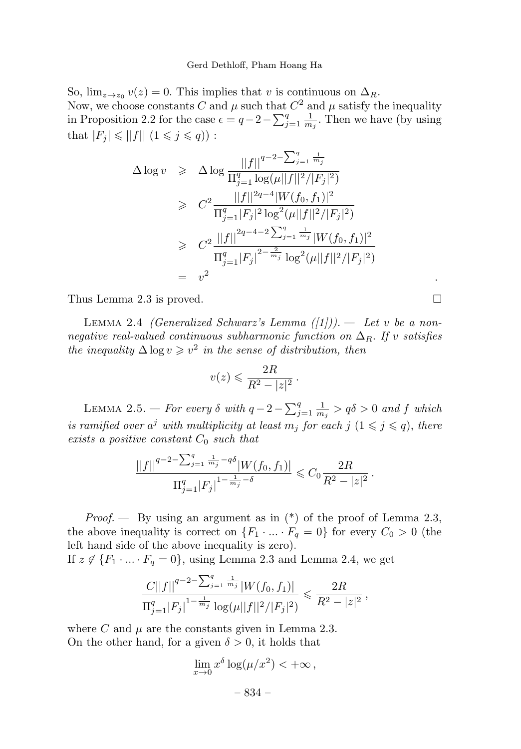So, $\lim_{z\to z_0} v(z) = 0$. This implies that $v$ is continuous on $\Delta_R$.
Now, we choose constants $C$ and $\mu$ such that $C^2$ and $\mu$ satisfy the inequality in Proposition 2.2 for the case $\epsilon = q-2-\sum_{j=1}^q \frac{1}{m_j}$. Then we have (by using that $|F_j| \leqslant ||f||$ $(1 \leqslant j \leqslant q)$) :

$$
\begin{aligned}
\Delta \log v &\geqslant \Delta \log \frac{||f||^{q-2-\sum_{j=1}^q \frac{1}{m_j}}}{\Pi_{j=1}^q \log(\mu ||f||^2/|F_j|^2)} \\
&\geqslant C^2 \frac{||f||^{2q-4}|W(f_0,f_1)|^2}{\Pi_{j=1}^q |F_j|^2 \log^2(\mu||f||^2/|F_j|^2)} \\
&\geqslant C^2 \frac{||f||^{2q-4-2\sum_{j=1}^q \frac{1}{m_j}}|W(f_0,f_1)|^2}{\Pi_{j=1}^q |F_j|^{2-\frac{2}{m_j}} \log^2(\mu||f||^2/|F_j|^2)} \\
&= v^2 .
\end{aligned}
$$

Thus Lemma 2.3 is proved. □

LEMMA 2.4 *(Generalized Schwarz's Lemma ([1])). — Let $v$ be a non-negative real-valued continuous subharmonic function on $\Delta_R$. If $v$ satisfies the inequality $\Delta \log v \geqslant v^2$ in the sense of distribution, then*

$$v(z) \leqslant \frac{2R}{R^2-|z|^2}\,.$$

LEMMA 2.5. — *For every $\delta$ with $q-2-\sum_{j=1}^q \frac{1}{m_j} > q\delta > 0$ and $f$ which is ramified over $a^j$ with multiplicity at least $m_j$ for each $j$ $(1 \leqslant j \leqslant q)$, there exists a positive constant $C_0$ such that*

$$\frac{||f||^{q-2-\sum_{j=1}^q \frac{1}{m_j}-q\delta}|W(f_0,f_1)|}{\Pi_{j=1}^q |F_j|^{1-\frac{1}{m_j}-\delta}} \leqslant C_0 \frac{2R}{R^2-|z|^2}\,.$$

*Proof.* — By using an argument as in (*) of the proof of Lemma 2.3, the above inequality is correct on $\{F_1 \cdot ... \cdot F_q = 0\}$ for every $C_0 > 0$ (the left hand side of the above inequality is zero).
If $z \notin \{F_1 \cdot ... \cdot F_q = 0\}$, using Lemma 2.3 and Lemma 2.4, we get

$$\frac{C||f||^{q-2-\sum_{j=1}^q \frac{1}{m_j}}|W(f_0,f_1)|}{\Pi_{j=1}^q |F_j|^{1-\frac{1}{m_j}} \log(\mu||f||^2/|F_j|^2)} \leqslant \frac{2R}{R^2-|z|^2}\,,$$

where $C$ and $\mu$ are the constants given in Lemma 2.3.
On the other hand, for a given $\delta > 0$, it holds that

$$\lim_{x\to 0} x^\delta \log(\mu/x^2) < +\infty\,,$$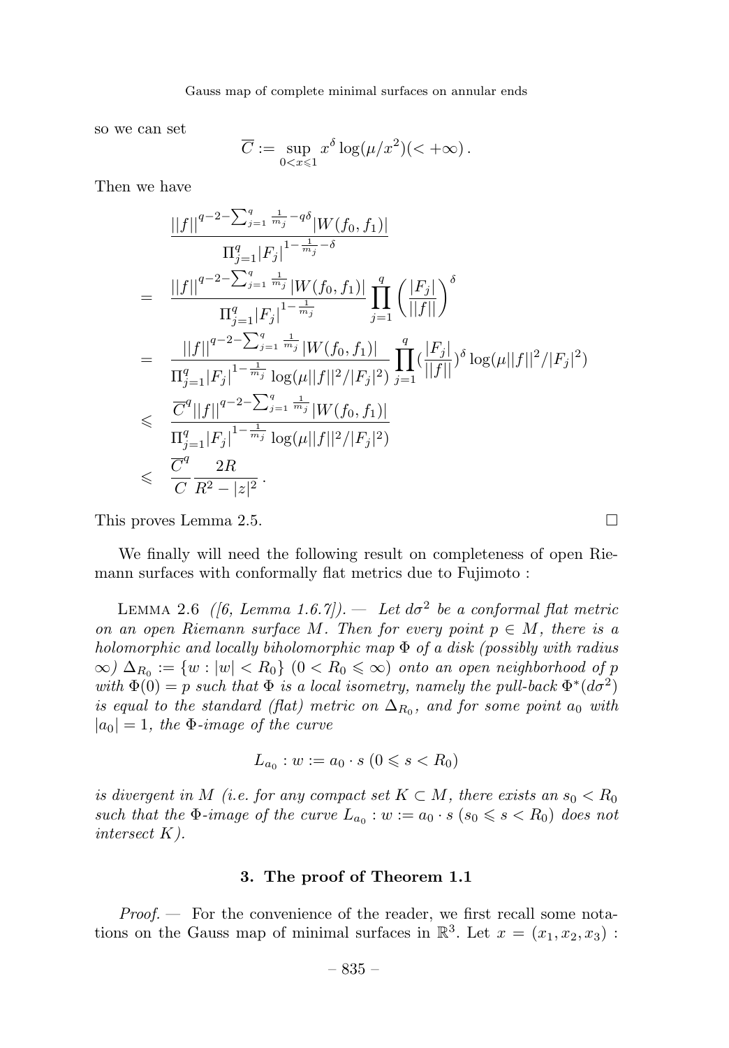so we can set

$$\overline{C} := \sup_{0<x\leqslant 1} x^{\delta}\log(\mu/x^2)(<+\infty)\,.$$

Then we have

$$\begin{aligned}
& \frac{||f||^{q-2-\sum_{j=1}^q \frac{1}{m_j}-q\delta}|W(f_0,f_1)|}{\Pi_{j=1}^q |F_j|^{1-\frac{1}{m_j}-\delta}} \\
= \;& \frac{||f||^{q-2-\sum_{j=1}^q \frac{1}{m_j}}|W(f_0,f_1)|}{\Pi_{j=1}^q |F_j|^{1-\frac{1}{m_j}}}\prod_{j=1}^q\left(\frac{|F_j|}{||f||}\right)^{\delta} \\
= \;& \frac{||f||^{q-2-\sum_{j=1}^q \frac{1}{m_j}}|W(f_0,f_1)|}{\Pi_{j=1}^q |F_j|^{1-\frac{1}{m_j}}\log(\mu||f||^2/|F_j|^2)}\prod_{j=1}^q(\frac{|F_j|}{||f||})^{\delta}\log(\mu||f||^2/|F_j|^2) \\
\leqslant \;& \frac{\overline{C}^q||f||^{q-2-\sum_{j=1}^q \frac{1}{m_j}}|W(f_0,f_1)|}{\Pi_{j=1}^q |F_j|^{1-\frac{1}{m_j}}\log(\mu||f||^2/|F_j|^2)} \\
\leqslant \;& \frac{\overline{C}^q}{C}\frac{2R}{R^2-|z|^2}\,.
\end{aligned}$$

This proves Lemma 2.5. □

We finally will need the following result on completeness of open Riemann surfaces with conformally flat metrics due to Fujimoto :

Lemma 2.6 *([6, Lemma 1.6.7]). — Let $d\sigma^2$ be a conformal flat metric on an open Riemann surface $M$. Then for every point $p \in M$, there is a holomorphic and locally biholomorphic map $\Phi$ of a disk (possibly with radius $\infty$) $\Delta_{R_0} := \{w : |w| < R_0\}$ $(0 < R_0 \leqslant \infty)$ onto an open neighborhood of $p$ with $\Phi(0) = p$ such that $\Phi$ is a local isometry, namely the pull-back $\Phi^*(d\sigma^2)$ is equal to the standard (flat) metric on $\Delta_{R_0}$, and for some point $a_0$ with $|a_0| = 1$, the $\Phi$-image of the curve*

$$L_{a_0} : w := a_0 \cdot s \;(0 \leqslant s < R_0)$$

*is divergent in $M$ (i.e. for any compact set $K \subset M$, there exists an $s_0 < R_0$ such that the $\Phi$-image of the curve $L_{a_0} : w := a_0 \cdot s$ $(s_0 \leqslant s < R_0)$ does not intersect $K$).*

## 3. The proof of Theorem 1.1

*Proof.* — For the convenience of the reader, we first recall some notations on the Gauss map of minimal surfaces in $\mathbb{R}^3$. Let $x = (x_1, x_2, x_3)$ :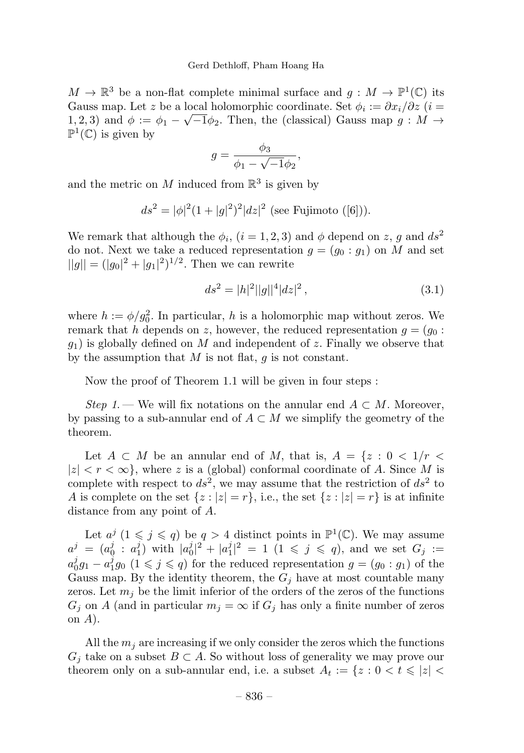$M \to \mathbb{R}^3$ be a non-flat complete minimal surface and $g : M \to \mathbb{P}^1(\mathbb{C})$ its Gauss map. Let $z$ be a local holomorphic coordinate. Set $\phi_i := \partial x_i/\partial z$ ($i = 1, 2, 3$) and $\phi := \phi_1 - \sqrt{-1}\phi_2$. Then, the (classical) Gauss map $g : M \to \mathbb{P}^1(\mathbb{C})$ is given by

$$g = \frac{\phi_3}{\phi_1 - \sqrt{-1}\phi_2},$$

and the metric on $M$ induced from $\mathbb{R}^3$ is given by

$$ds^2 = |\phi|^2(1 + |g|^2)^2|dz|^2 \text{ (see Fujimoto ([6])).}$$

We remark that although the $\phi_i$, ($i = 1, 2, 3$) and $\phi$ depend on $z$, $g$ and $ds^2$ do not. Next we take a reduced representation $g = (g_0 : g_1)$ on $M$ and set $||g|| = (|g_0|^2 + |g_1|^2)^{1/2}$. Then we can rewrite

$$ds^2 = |h|^2||g||^4|dz|^2\,, \tag{3.1}$$

where $h := \phi/g_0^2$. In particular, $h$ is a holomorphic map without zeros. We remark that $h$ depends on $z$, however, the reduced representation $g = (g_0 : g_1)$ is globally defined on $M$ and independent of $z$. Finally we observe that by the assumption that $M$ is not flat, $g$ is not constant.

Now the proof of Theorem 1.1 will be given in four steps :

*Step 1.* — We will fix notations on the annular end $A \subset M$. Moreover, by passing to a sub-annular end of $A \subset M$ we simplify the geometry of the theorem.

Let $A \subset M$ be an annular end of $M$, that is, $A = \{z : 0 < 1/r < |z| < r < \infty\}$, where $z$ is a (global) conformal coordinate of $A$. Since $M$ is complete with respect to $ds^2$, we may assume that the restriction of $ds^2$ to $A$ is complete on the set $\{z : |z| = r\}$, i.e., the set $\{z : |z| = r\}$ is at infinite distance from any point of $A$.

Let $a^j$ ($1 \leqslant j \leqslant q$) be $q > 4$ distinct points in $\mathbb{P}^1(\mathbb{C})$. We may assume $a^j = (a_0^j : a_1^j)$ with $|a_0^j|^2 + |a_1^j|^2 = 1$ ($1 \leqslant j \leqslant q$), and we set $G_j := a_0^j g_1 - a_1^j g_0$ ($1 \leqslant j \leqslant q$) for the reduced representation $g = (g_0 : g_1)$ of the Gauss map. By the identity theorem, the $G_j$ have at most countable many zeros. Let $m_j$ be the limit inferior of the orders of the zeros of the functions $G_j$ on $A$ (and in particular $m_j = \infty$ if $G_j$ has only a finite number of zeros on $A$).

All the $m_j$ are increasing if we only consider the zeros which the functions $G_j$ take on a subset $B \subset A$. So without loss of generality we may prove our theorem only on a sub-annular end, i.e. a subset $A_t := \{z : 0 < t \leqslant |z| <$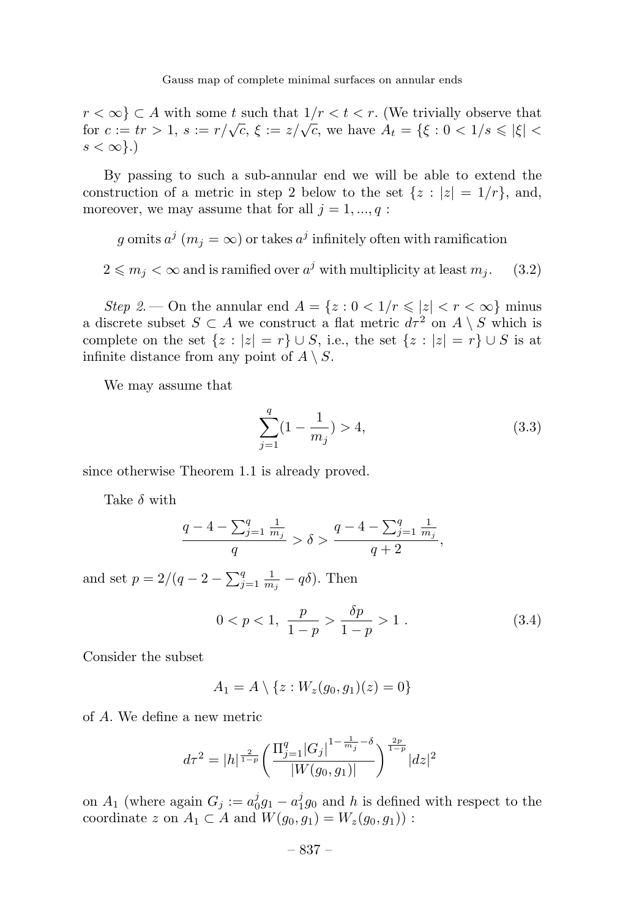$r < \infty\} \subset A$ with some $t$ such that $1/r < t < r$. (We trivially observe that for $c := tr > 1$, $s := r/\sqrt{c}$, $\xi := z/\sqrt{c}$, we have $A_t = \{\xi : 0 < 1/s \leqslant |\xi| < s < \infty\}$.)

By passing to such a sub-annular end we will be able to extend the construction of a metric in step 2 below to the set $\{z : |z| = 1/r\}$, and, moreover, we may assume that for all $j = 1, ..., q$ :

$$g \text{ omits } a^j \ (m_j = \infty) \text{ or takes } a^j \text{ infinitely often with ramification}$$

$$2 \leqslant m_j < \infty \text{ and is ramified over } a^j \text{ with multiplicity at least } m_j. \qquad (3.2)$$

*Step 2.* — On the annular end $A = \{z : 0 < 1/r \leqslant |z| < r < \infty\}$ minus a discrete subset $S \subset A$ we construct a flat metric $d\tau^2$ on $A \setminus S$ which is complete on the set $\{z : |z| = r\} \cup S$, i.e., the set $\{z : |z| = r\} \cup S$ is at infinite distance from any point of $A \setminus S$.

We may assume that

$$\sum_{j=1}^{q}(1 - \frac{1}{m_j}) > 4, \qquad (3.3)$$

since otherwise Theorem 1.1 is already proved.

Take $\delta$ with

$$\frac{q - 4 - \sum_{j=1}^{q} \frac{1}{m_j}}{q} > \delta > \frac{q - 4 - \sum_{j=1}^{q} \frac{1}{m_j}}{q + 2},$$

and set $p = 2/(q - 2 - \sum_{j=1}^{q} \frac{1}{m_j} - q\delta)$. Then

$$0 < p < 1, \ \frac{p}{1-p} > \frac{\delta p}{1-p} > 1 \ . \qquad (3.4)$$

Consider the subset

$$A_1 = A \setminus \{z : W_z(g_0, g_1)(z) = 0\}$$

of $A$. We define a new metric

$$d\tau^2 = |h|^{\frac{2}{1-p}} \left( \frac{\Pi_{j=1}^{q} |G_j|^{1 - \frac{1}{m_j} - \delta}}{|W(g_0, g_1)|} \right)^{\frac{2p}{1-p}} |dz|^2$$

on $A_1$ (where again $G_j := a_0^j g_1 - a_1^j g_0$ and $h$ is defined with respect to the coordinate $z$ on $A_1 \subset A$ and $W(g_0, g_1) = W_z(g_0, g_1)$) :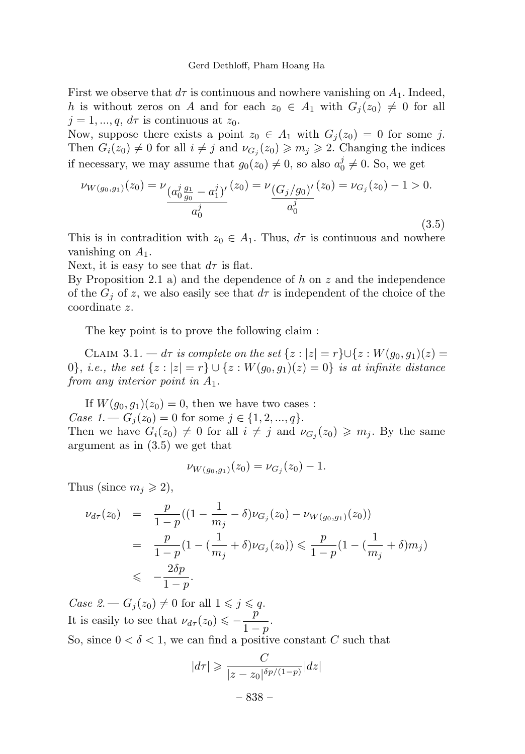First we observe that $d\tau$ is continuous and nowhere vanishing on $A_1$. Indeed, $h$ is without zeros on $A$ and for each $z_0 \in A_1$ with $G_j(z_0) \neq 0$ for all $j = 1, ..., q$, $d\tau$ is continuous at $z_0$.

Now, suppose there exists a point $z_0 \in A_1$ with $G_j(z_0) = 0$ for some $j$. Then $G_i(z_0) \neq 0$ for all $i \neq j$ and $\nu_{G_j}(z_0) \geqslant m_j \geqslant 2$. Changing the indices if necessary, we may assume that $g_0(z_0) \neq 0$, so also $a_0^j \neq 0$. So, we get

$$\nu_{W(g_0,g_1)}(z_0) = \nu_{\frac{(a_0^j \frac{g_1}{g_0} - a_1^j)'}{a_0^j}}(z_0) = \nu_{\frac{(G_j/g_0)'}{a_0^j}}(z_0) = \nu_{G_j}(z_0) - 1 > 0. \tag{3.5}$$

This is in contradition with $z_0 \in A_1$. Thus, $d\tau$ is continuous and nowhere vanishing on $A_1$.

Next, it is easy to see that $d\tau$ is flat.

By Proposition 2.1 a) and the dependence of $h$ on $z$ and the independence of the $G_j$ of $z$, we also easily see that $d\tau$ is independent of the choice of the coordinate $z$.

The key point is to prove the following claim :

Claim 3.1. — *$d\tau$ is complete on the set $\{z : |z| = r\} \cup \{z : W(g_0, g_1)(z) = 0\}$, i.e., the set $\{z : |z| = r\} \cup \{z : W(g_0, g_1)(z) = 0\}$ is at infinite distance from any interior point in $A_1$.*

If $W(g_0, g_1)(z_0) = 0$, then we have two cases :

*Case 1.* — $G_j(z_0) = 0$ for some $j \in \{1, 2, ..., q\}$.

Then we have $G_i(z_0) \neq 0$ for all $i \neq j$ and $\nu_{G_j}(z_0) \geqslant m_j$. By the same argument as in (3.5) we get that

$$\nu_{W(g_0,g_1)}(z_0) = \nu_{G_j}(z_0) - 1.$$

Thus (since $m_j \geqslant 2$),

$$\begin{aligned}
\nu_{d\tau}(z_0) &= \frac{p}{1-p}((1 - \frac{1}{m_j} - \delta)\nu_{G_j}(z_0) - \nu_{W(g_0,g_1)}(z_0)) \\
&= \frac{p}{1-p}(1 - (\frac{1}{m_j} + \delta)\nu_{G_j}(z_0)) \leqslant \frac{p}{1-p}(1 - (\frac{1}{m_j} + \delta)m_j) \\
&\leqslant -\frac{2\delta p}{1-p}.
\end{aligned}$$

*Case 2.* — $G_j(z_0) \neq 0$ for all $1 \leqslant j \leqslant q$.

It is easily to see that $\nu_{d\tau}(z_0) \leqslant -\dfrac{p}{1-p}$.

So, since $0 < \delta < 1$, we can find a positive constant $C$ such that

$$|d\tau| \geqslant \frac{C}{|z - z_0|^{\delta p/(1-p)}}|dz|$$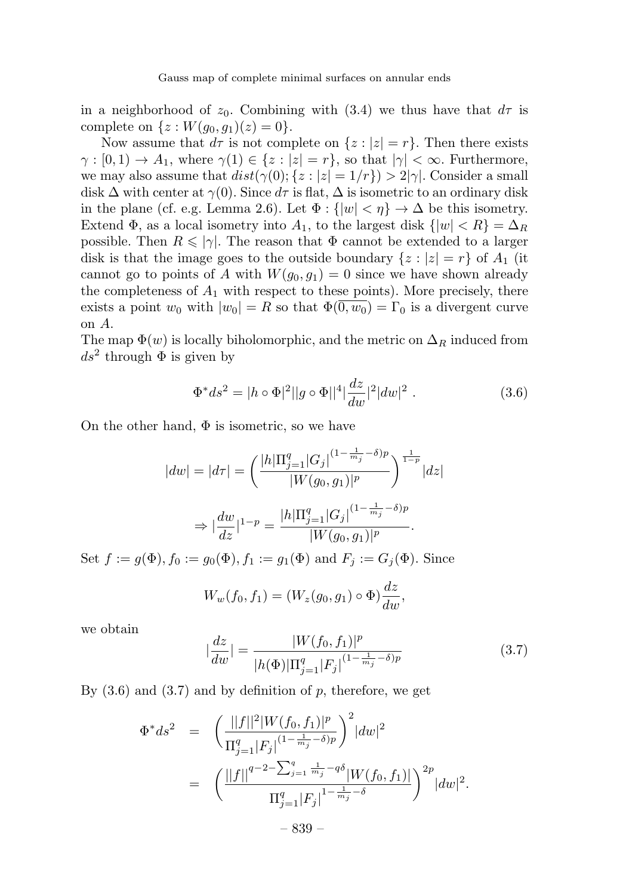in a neighborhood of $z_0$. Combining with (3.4) we thus have that $d\tau$ is complete on $\{z : W(g_0, g_1)(z) = 0\}$.

Now assume that $d\tau$ is not complete on $\{z : |z| = r\}$. Then there exists $\gamma : [0, 1) \to A_1$, where $\gamma(1) \in \{z : |z| = r\}$, so that $|\gamma| < \infty$. Furthermore, we may also assume that $dist(\gamma(0); \{z : |z| = 1/r\}) > 2|\gamma|$. Consider a small disk $\Delta$ with center at $\gamma(0)$. Since $d\tau$ is flat, $\Delta$ is isometric to an ordinary disk in the plane (cf. e.g. Lemma 2.6). Let $\Phi : \{|w| < \eta\} \to \Delta$ be this isometry. Extend $\Phi$, as a local isometry into $A_1$, to the largest disk $\{|w| < R\} = \Delta_R$ possible. Then $R \leqslant |\gamma|$. The reason that $\Phi$ cannot be extended to a larger disk is that the image goes to the outside boundary $\{z : |z| = r\}$ of $A_1$ (it cannot go to points of $A$ with $W(g_0, g_1) = 0$ since we have shown already the completeness of $A_1$ with respect to these points). More precisely, there exists a point $w_0$ with $|w_0| = R$ so that $\Phi(\overline{0, w_0}) = \Gamma_0$ is a divergent curve on $A$.

The map $\Phi(w)$ is locally biholomorphic, and the metric on $\Delta_R$ induced from $ds^2$ through $\Phi$ is given by

$$\Phi^* ds^2 = |h \circ \Phi|^2 ||g \circ \Phi||^4 |\frac{dz}{dw}|^2 |dw|^2 \ . \tag{3.6}$$

On the other hand, $\Phi$ is isometric, so we have

$$|dw| = |d\tau| = \left( \frac{|h| \Pi_{j=1}^q |G_j|^{(1 - \frac{1}{m_j} - \delta)p}}{|W(g_0, g_1)|^p} \right)^{\frac{1}{1-p}} |dz|$$

$$\Rightarrow |\frac{dw}{dz}|^{1-p} = \frac{|h| \Pi_{j=1}^q |G_j|^{(1 - \frac{1}{m_j} - \delta)p}}{|W(g_0, g_1)|^p}.$$

Set $f := g(\Phi), f_0 := g_0(\Phi), f_1 := g_1(\Phi)$ and $F_j := G_j(\Phi)$. Since

$$W_w(f_0, f_1) = (W_z(g_0, g_1) \circ \Phi) \frac{dz}{dw},$$

we obtain

$$|\frac{dz}{dw}| = \frac{|W(f_0, f_1)|^p}{|h(\Phi)| \Pi_{j=1}^q |F_j|^{(1 - \frac{1}{m_j} - \delta)p}} \tag{3.7}$$

By (3.6) and (3.7) and by definition of $p$, therefore, we get

$$\begin{aligned} \Phi^* ds^2 &= \left( \frac{||f||^2 |W(f_0, f_1)|^p}{\Pi_{j=1}^q |F_j|^{(1 - \frac{1}{m_j} - \delta)p}} \right)^2 |dw|^2 \\ &= \left( \frac{||f||^{q - 2 - \sum_{j=1}^q \frac{1}{m_j} - q\delta} |W(f_0, f_1)|}{\Pi_{j=1}^q |F_j|^{1 - \frac{1}{m_j} - \delta}} \right)^{2p} |dw|^2. \end{aligned}$$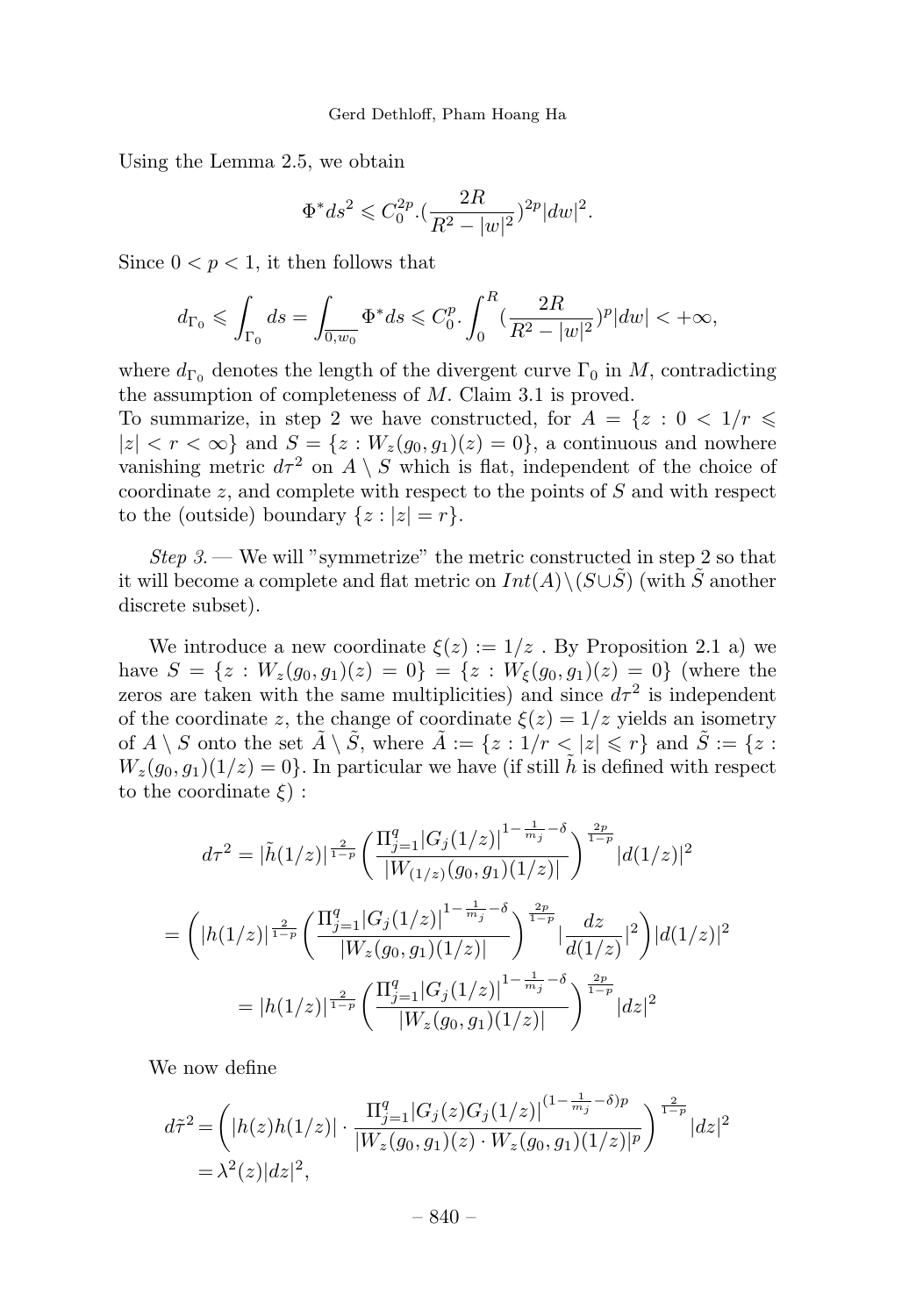Using the Lemma 2.5, we obtain

$$\Phi^* ds^2 \leqslant C_0^{2p}.(\frac{2R}{R^2 - |w|^2})^{2p}|dw|^2.$$

Since $0 < p < 1$, it then follows that

$$d_{\Gamma_0} \leqslant \int_{\Gamma_0} ds = \int_{\overline{0,w_0}} \Phi^* ds \leqslant C_0^p. \int_0^R (\frac{2R}{R^2 - |w|^2})^p |dw| < +\infty,$$

where $d_{\Gamma_0}$ denotes the length of the divergent curve $\Gamma_0$ in $M$, contradicting the assumption of completeness of $M$. Claim 3.1 is proved.

To summarize, in step 2 we have constructed, for $A = \{z : 0 < 1/r \leqslant |z| < r < \infty\}$ and $S = \{z : W_z(g_0, g_1)(z) = 0\}$, a continuous and nowhere vanishing metric $d\tau^2$ on $A \setminus S$ which is flat, independent of the choice of coordinate $z$, and complete with respect to the points of $S$ and with respect to the (outside) boundary $\{z : |z| = r\}$.

*Step 3.* — We will "symmetrize" the metric constructed in step 2 so that it will become a complete and flat metric on $Int(A)\setminus(S \cup \tilde{S})$ (with $\tilde{S}$ another discrete subset).

We introduce a new coordinate $\xi(z) := 1/z$ . By Proposition 2.1 a) we have $S = \{z : W_z(g_0, g_1)(z) = 0\} = \{z : W_\xi(g_0, g_1)(z) = 0\}$ (where the zeros are taken with the same multiplicities) and since $d\tau^2$ is independent of the coordinate $z$, the change of coordinate $\xi(z) = 1/z$ yields an isometry of $A \setminus S$ onto the set $\tilde{A} \setminus \tilde{S}$, where $\tilde{A} := \{z : 1/r < |z| \leqslant r\}$ and $\tilde{S} := \{z : W_z(g_0, g_1)(1/z) = 0\}$. In particular we have (if still $\tilde{h}$ is defined with respect to the coordinate $\xi$) :

$$d\tau^2 = |\tilde{h}(1/z)|^{\frac{2}{1-p}} \Bigg( \frac{\Pi_{j=1}^q |G_j(1/z)|^{1-\frac{1}{m_j}-\delta}}{|W_{(1/z)}(g_0, g_1)(1/z)|} \Bigg)^{\frac{2p}{1-p}} |d(1/z)|^2$$

$$= \Bigg( |h(1/z)|^{\frac{2}{1-p}} \Bigg( \frac{\Pi_{j=1}^q |G_j(1/z)|^{1-\frac{1}{m_j}-\delta}}{|W_z(g_0, g_1)(1/z)|} \Bigg)^{\frac{2p}{1-p}} |\frac{dz}{d(1/z)}|^2 \Bigg) |d(1/z)|^2$$

$$= |h(1/z)|^{\frac{2}{1-p}} \Bigg( \frac{\Pi_{j=1}^q |G_j(1/z)|^{1-\frac{1}{m_j}-\delta}}{|W_z(g_0, g_1)(1/z)|} \Bigg)^{\frac{2p}{1-p}} |dz|^2$$

We now define

$$d\tilde{\tau}^2 = \Bigg( |h(z)h(1/z)| \cdot \frac{\Pi_{j=1}^q |G_j(z)G_j(1/z)|^{(1-\frac{1}{m_j}-\delta)p}}{|W_z(g_0, g_1)(z) \cdot W_z(g_0, g_1)(1/z)|^p} \Bigg)^{\frac{2}{1-p}} |dz|^2$$
$$= \lambda^2(z)|dz|^2,$$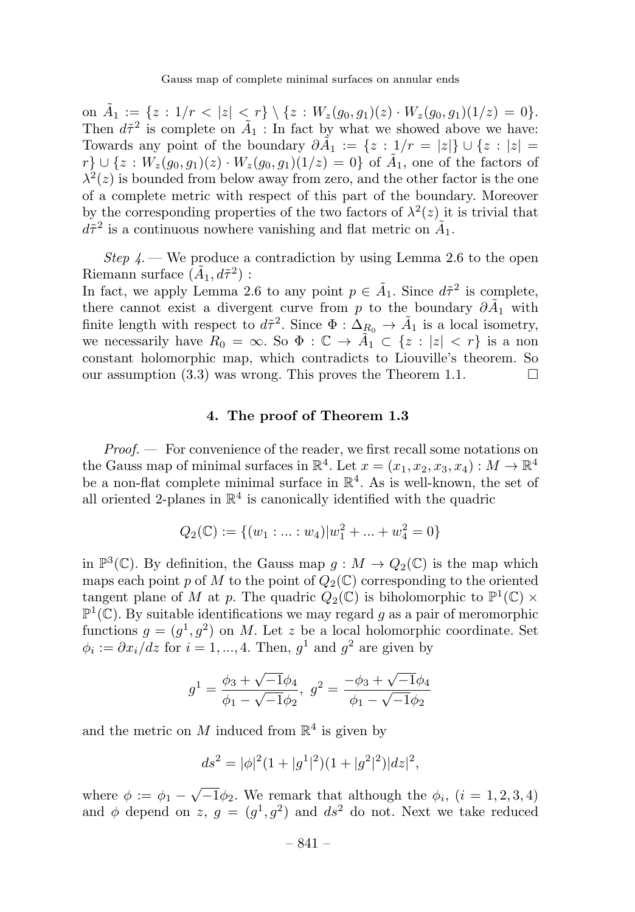on $\tilde{A}_1 := \{z : 1/r < |z| < r\} \setminus \{z : W_z(g_0, g_1)(z) \cdot W_z(g_0, g_1)(1/z) = 0\}$. Then $d\tilde{\tau}^2$ is complete on $\tilde{A}_1$ : In fact by what we showed above we have: Towards any point of the boundary $\partial\tilde{A}_1 := \{z : 1/r = |z|\} \cup \{z : |z| = r\} \cup \{z : W_z(g_0, g_1)(z) \cdot W_z(g_0, g_1)(1/z) = 0\}$ of $\tilde{A}_1$, one of the factors of $\lambda^2(z)$ is bounded from below away from zero, and the other factor is the one of a complete metric with respect of this part of the boundary. Moreover by the corresponding properties of the two factors of $\lambda^2(z)$ it is trivial that $d\tilde{\tau}^2$ is a continuous nowhere vanishing and flat metric on $\tilde{A}_1$.

*Step 4.* — We produce a contradiction by using Lemma 2.6 to the open Riemann surface $(\tilde{A}_1, d\tilde{\tau}^2)$ :
In fact, we apply Lemma 2.6 to any point $p \in \tilde{A}_1$. Since $d\tilde{\tau}^2$ is complete, there cannot exist a divergent curve from $p$ to the boundary $\partial\tilde{A}_1$ with finite length with respect to $d\tilde{\tau}^2$. Since $\Phi : \Delta_{R_0} \to \tilde{A}_1$ is a local isometry, we necessarily have $R_0 = \infty$. So $\Phi : \mathbb{C} \to \tilde{A}_1 \subset \{z : |z| < r\}$ is a non constant holomorphic map, which contradicts to Liouville's theorem. So our assumption (3.3) was wrong. This proves the Theorem 1.1. □

## 4. The proof of Theorem 1.3

*Proof.* — For convenience of the reader, we first recall some notations on the Gauss map of minimal surfaces in $\mathbb{R}^4$. Let $x = (x_1, x_2, x_3, x_4) : M \to \mathbb{R}^4$ be a non-flat complete minimal surface in $\mathbb{R}^4$. As is well-known, the set of all oriented 2-planes in $\mathbb{R}^4$ is canonically identified with the quadric

$$Q_2(\mathbb{C}) := \{(w_1 : ... : w_4) | w_1^2 + ... + w_4^2 = 0\}$$

in $\mathbb{P}^3(\mathbb{C})$. By definition, the Gauss map $g : M \to Q_2(\mathbb{C})$ is the map which maps each point $p$ of $M$ to the point of $Q_2(\mathbb{C})$ corresponding to the oriented tangent plane of $M$ at $p$. The quadric $Q_2(\mathbb{C})$ is biholomorphic to $\mathbb{P}^1(\mathbb{C}) \times \mathbb{P}^1(\mathbb{C})$. By suitable identifications we may regard $g$ as a pair of meromorphic functions $g = (g^1, g^2)$ on $M$. Let $z$ be a local holomorphic coordinate. Set $\phi_i := \partial x_i / dz$ for $i = 1, ..., 4$. Then, $g^1$ and $g^2$ are given by

$$g^1 = \frac{\phi_3 + \sqrt{-1}\phi_4}{\phi_1 - \sqrt{-1}\phi_2}, \; g^2 = \frac{-\phi_3 + \sqrt{-1}\phi_4}{\phi_1 - \sqrt{-1}\phi_2}$$

and the metric on $M$ induced from $\mathbb{R}^4$ is given by

$$ds^2 = |\phi|^2(1 + |g^1|^2)(1 + |g^2|^2)|dz|^2,$$

where $\phi := \phi_1 - \sqrt{-1}\phi_2$. We remark that although the $\phi_i$, $(i = 1, 2, 3, 4)$ and $\phi$ depend on $z$, $g = (g^1, g^2)$ and $ds^2$ do not. Next we take reduced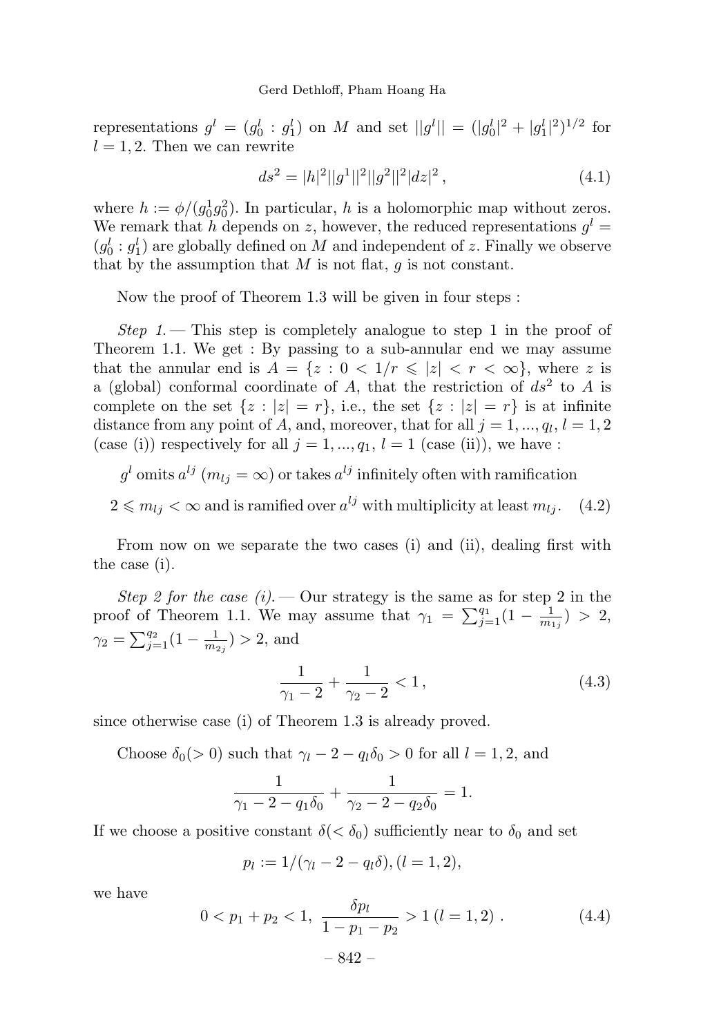representations $g^l = (g_0^l : g_1^l)$ on $M$ and set $||g^l|| = (|g_0^l|^2 + |g_1^l|^2)^{1/2}$ for $l = 1, 2$. Then we can rewrite

$$ds^2 = |h|^2 ||g^1||^2 ||g^2||^2 |dz|^2 \,, \tag{4.1}$$

where $h := \phi/(g_0^1 g_0^2)$. In particular, $h$ is a holomorphic map without zeros. We remark that $h$ depends on $z$, however, the reduced representations $g^l = (g_0^l : g_1^l)$ are globally defined on $M$ and independent of $z$. Finally we observe that by the assumption that $M$ is not flat, $g$ is not constant.

Now the proof of Theorem 1.3 will be given in four steps :

*Step 1.* — This step is completely analogue to step 1 in the proof of Theorem 1.1. We get : By passing to a sub-annular end we may assume that the annular end is $A = \{z : 0 < 1/r \leqslant |z| < r < \infty\}$, where $z$ is a (global) conformal coordinate of $A$, that the restriction of $ds^2$ to $A$ is complete on the set $\{z : |z| = r\}$, i.e., the set $\{z : |z| = r\}$ is at infinite distance from any point of $A$, and, moreover, that for all $j = 1, ..., q_l$, $l = 1, 2$ (case (i)) respectively for all $j = 1, ..., q_1$, $l = 1$ (case (ii)), we have :

$$\begin{gathered} g^l \text{ omits } a^{lj} \ (m_{lj} = \infty) \text{ or takes } a^{lj} \text{ infinitely often with ramification} \\ 2 \leqslant m_{lj} < \infty \text{ and is ramified over } a^{lj} \text{ with multiplicity at least } m_{lj}. \end{gathered} \tag{4.2}$$

From now on we separate the two cases (i) and (ii), dealing first with the case (i).

*Step 2 for the case (i).* — Our strategy is the same as for step 2 in the proof of Theorem 1.1. We may assume that $\gamma_1 = \sum_{j=1}^{q_1}(1 - \frac{1}{m_{1j}}) > 2$, $\gamma_2 = \sum_{j=1}^{q_2}(1 - \frac{1}{m_{2j}}) > 2$, and

$$\frac{1}{\gamma_1 - 2} + \frac{1}{\gamma_2 - 2} < 1 \,, \tag{4.3}$$

since otherwise case (i) of Theorem 1.3 is already proved.

Choose $\delta_0 (> 0)$ such that $\gamma_l - 2 - q_l\delta_0 > 0$ for all $l = 1, 2$, and

$$\frac{1}{\gamma_1 - 2 - q_1\delta_0} + \frac{1}{\gamma_2 - 2 - q_2\delta_0} = 1.$$

If we choose a positive constant $\delta (< \delta_0)$ sufficiently near to $\delta_0$ and set

$$p_l := 1/(\gamma_l - 2 - q_l\delta), (l = 1, 2),$$

we have

$$0 < p_1 + p_2 < 1, \ \frac{\delta p_l}{1 - p_1 - p_2} > 1 \ (l = 1, 2) \ . \tag{4.4}$$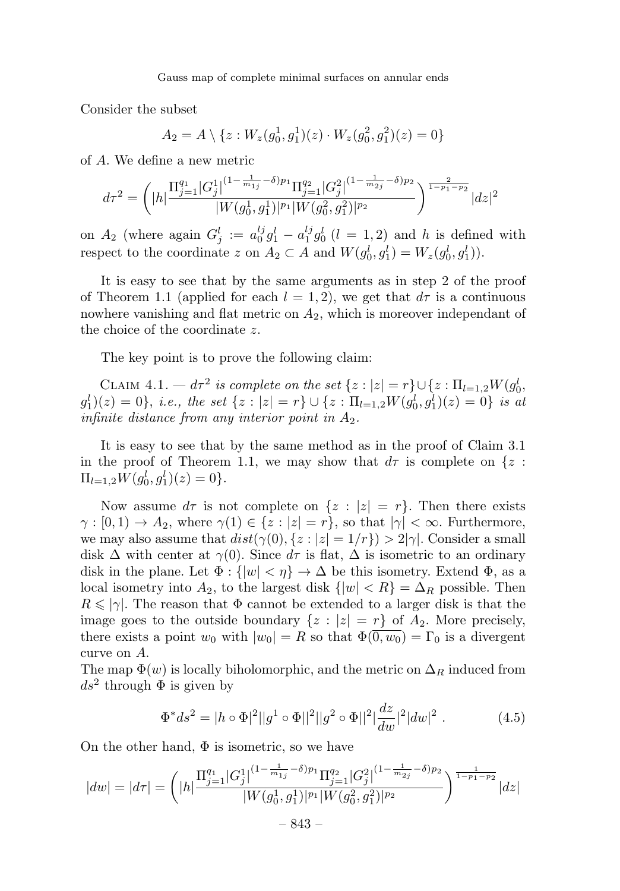Consider the subset

$$A_2 = A \setminus \{z : W_z(g_0^1, g_1^1)(z) \cdot W_z(g_0^2, g_1^2)(z) = 0\}$$

of $A$. We define a new metric

$$d\tau^2 = \left( |h| \frac{\Pi_{j=1}^{q_1} |G_j^1|^{(1-\frac{1}{m_{1j}}-\delta)p_1} \Pi_{j=1}^{q_2} |G_j^2|^{(1-\frac{1}{m_{2j}}-\delta)p_2}}{|W(g_0^1, g_1^1)|^{p_1} |W(g_0^2, g_1^2)|^{p_2}} \right)^{\frac{2}{1-p_1-p_2}} |dz|^2$$

on $A_2$ (where again $G_j^l := a_0^{lj} g_1^l - a_1^{lj} g_0^l$ $(l = 1, 2)$ and $h$ is defined with respect to the coordinate $z$ on $A_2 \subset A$ and $W(g_0^l, g_1^l) = W_z(g_0^l, g_1^l)$).

It is easy to see that by the same arguments as in step 2 of the proof of Theorem 1.1 (applied for each $l = 1, 2$), we get that $d\tau$ is a continuous nowhere vanishing and flat metric on $A_2$, which is moreover independant of the choice of the coordinate $z$.

The key point is to prove the following claim:

Claim 4.1. — *$d\tau^2$ is complete on the set $\{z : |z| = r\} \cup \{z : \Pi_{l=1,2} W(g_0^l, g_1^l)(z) = 0\}$, i.e., the set $\{z : |z| = r\} \cup \{z : \Pi_{l=1,2} W(g_0^l, g_1^l)(z) = 0\}$ is at infinite distance from any interior point in $A_2$.*

It is easy to see that by the same method as in the proof of Claim 3.1 in the proof of Theorem 1.1, we may show that $d\tau$ is complete on $\{z : \Pi_{l=1,2} W(g_0^l, g_1^l)(z) = 0\}$.

Now assume $d\tau$ is not complete on $\{z : |z| = r\}$. Then there exists $\gamma : [0, 1) \to A_2$, where $\gamma(1) \in \{z : |z| = r\}$, so that $|\gamma| < \infty$. Furthermore, we may also assume that $dist(\gamma(0), \{z : |z| = 1/r\}) > 2|\gamma|$. Consider a small disk $\Delta$ with center at $\gamma(0)$. Since $d\tau$ is flat, $\Delta$ is isometric to an ordinary disk in the plane. Let $\Phi : \{|w| < \eta\} \to \Delta$ be this isometry. Extend $\Phi$, as a local isometry into $A_2$, to the largest disk $\{|w| < R\} = \Delta_R$ possible. Then $R \leqslant |\gamma|$. The reason that $\Phi$ cannot be extended to a larger disk is that the image goes to the outside boundary $\{z : |z| = r\}$ of $A_2$. More precisely, there exists a point $w_0$ with $|w_0| = R$ so that $\Phi(\overline{0, w_0}) = \Gamma_0$ is a divergent curve on $A$.

The map $\Phi(w)$ is locally biholomorphic, and the metric on $\Delta_R$ induced from $ds^2$ through $\Phi$ is given by

$$\Phi^* ds^2 = |h \circ \Phi|^2 ||g^1 \circ \Phi||^2 ||g^2 \circ \Phi||^2 |\frac{dz}{dw}|^2 |dw|^2 \ . \tag{4.5}$$

On the other hand, $\Phi$ is isometric, so we have

$$|dw| = |d\tau| = \left( |h| \frac{\Pi_{j=1}^{q_1} |G_j^1|^{(1-\frac{1}{m_{1j}}-\delta)p_1} \Pi_{j=1}^{q_2} |G_j^2|^{(1-\frac{1}{m_{2j}}-\delta)p_2}}{|W(g_0^1, g_1^1)|^{p_1} |W(g_0^2, g_1^2)|^{p_2}} \right)^{\frac{1}{1-p_1-p_2}} |dz|$$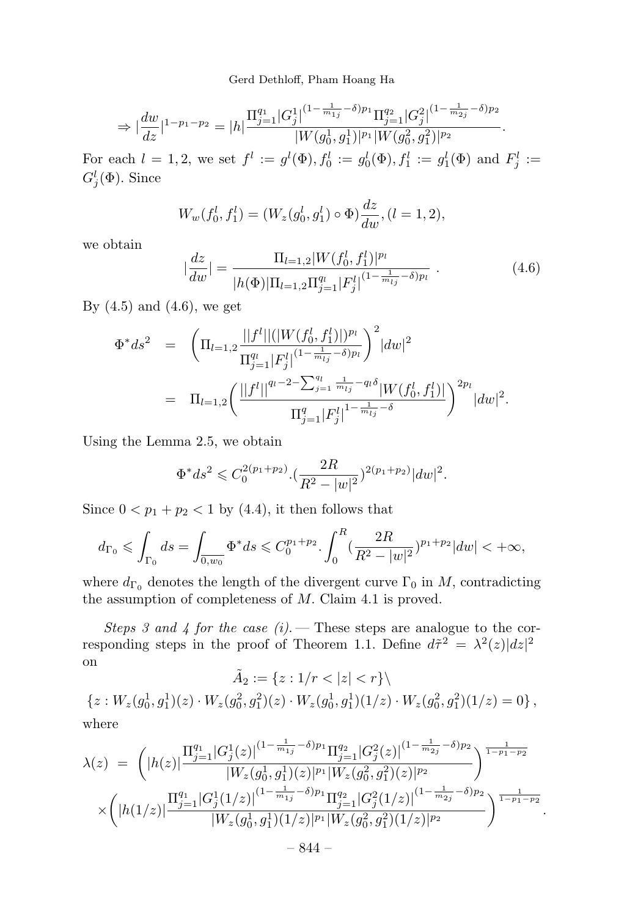$$\Rightarrow |\frac{dw}{dz}|^{1-p_1-p_2} = |h| \frac{\Pi_{j=1}^{q_1} |G_j^1|^{(1-\frac{1}{m_{1j}}-\delta)p_1} \Pi_{j=1}^{q_2} |G_j^2|^{(1-\frac{1}{m_{2j}}-\delta)p_2}}{|W(g_0^1, g_1^1)|^{p_1} |W(g_0^2, g_1^2)|^{p_2}}.$$

For each $l = 1, 2$, we set $f^l := g^l(\Phi), f_0^l := g_0^l(\Phi), f_1^l := g_1^l(\Phi)$ and $F_j^l := G_j^l(\Phi)$. Since

$$W_w(f_0^l, f_1^l) = (W_z(g_0^l, g_1^l) \circ \Phi) \frac{dz}{dw}, (l = 1, 2),$$

we obtain

$$|\frac{dz}{dw}| = \frac{\Pi_{l=1,2} |W(f_0^l, f_1^l)|^{p_l}}{|h(\Phi)| \Pi_{l=1,2} \Pi_{j=1}^{q_l} |F_j^l|^{(1-\frac{1}{m_{lj}}-\delta)p_l}} \ . \tag{4.6}$$

By (4.5) and (4.6), we get

$$\begin{aligned}
\Phi^* ds^2 &= \left( \Pi_{l=1,2} \frac{||f^l|| (|W(f_0^l, f_1^l)|)^{p_l}}{\Pi_{j=1}^{q_l} |F_j^l|^{(1-\frac{1}{m_{lj}}-\delta)p_l}} \right)^2 |dw|^2 \\
&= \Pi_{l=1,2} \left( \frac{||f^l||^{q_l - 2 - \sum_{j=1}^{q_l} \frac{1}{m_{lj}} - q_l \delta} |W(f_0^l, f_1^l)|}{\Pi_{j=1}^{q} |F_j^l|^{1-\frac{1}{m_{lj}}-\delta}} \right)^{2p_l} |dw|^2.
\end{aligned}$$

Using the Lemma 2.5, we obtain

$$\Phi^* ds^2 \leqslant C_0^{2(p_1+p_2)} . (\frac{2R}{R^2 - |w|^2})^{2(p_1+p_2)} |dw|^2.$$

Since $0 < p_1 + p_2 < 1$ by (4.4), it then follows that

$$d_{\Gamma_0} \leqslant \int_{\Gamma_0} ds = \int_{\overline{0, w_0}} \Phi^* ds \leqslant C_0^{p_1+p_2} . \int_0^R (\frac{2R}{R^2 - |w|^2})^{p_1+p_2} |dw| < +\infty,$$

where $d_{\Gamma_0}$ denotes the length of the divergent curve $\Gamma_0$ in $M$, contradicting the assumption of completeness of $M$. Claim 4.1 is proved.

*Steps 3 and 4 for the case (i).* — These steps are analogue to the corresponding steps in the proof of Theorem 1.1. Define $d\tilde{\tau}^2 = \lambda^2(z)|dz|^2$ on

$$\tilde{A}_2 := \{z : 1/r < |z| < r\} \setminus$$
$$\{z : W_z(g_0^1, g_1^1)(z) \cdot W_z(g_0^2, g_1^2)(z) \cdot W_z(g_0^1, g_1^1)(1/z) \cdot W_z(g_0^2, g_1^2)(1/z) = 0\},$$

where

$$\begin{aligned}
\lambda(z) &= \left( |h(z)| \frac{\Pi_{j=1}^{q_1} |G_j^1(z)|^{(1-\frac{1}{m_{1j}}-\delta)p_1} \Pi_{j=1}^{q_2} |G_j^2(z)|^{(1-\frac{1}{m_{2j}}-\delta)p_2}}{|W_z(g_0^1, g_1^1)(z)|^{p_1} |W_z(g_0^2, g_1^2)(z)|^{p_2}} \right)^{\frac{1}{1-p_1-p_2}} \\
&\times \left( |h(1/z)| \frac{\Pi_{j=1}^{q_1} |G_j^1(1/z)|^{(1-\frac{1}{m_{1j}}-\delta)p_1} \Pi_{j=1}^{q_2} |G_j^2(1/z)|^{(1-\frac{1}{m_{2j}}-\delta)p_2}}{|W_z(g_0^1, g_1^1)(1/z)|^{p_1} |W_z(g_0^2, g_1^2)(1/z)|^{p_2}} \right)^{\frac{1}{1-p_1-p_2}}.
\end{aligned}$$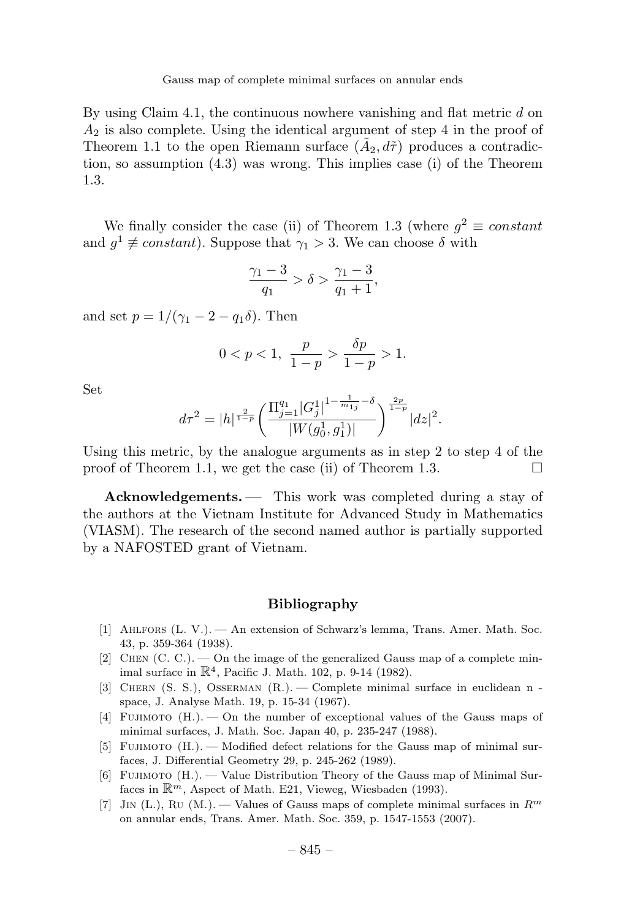By using Claim 4.1, the continuous nowhere vanishing and flat metric $d$ on $A_2$ is also complete. Using the identical argument of step 4 in the proof of Theorem 1.1 to the open Riemann surface $(\tilde{A}_2, d\tilde{\tau})$ produces a contradiction, so assumption (4.3) was wrong. This implies case (i) of the Theorem 1.3.

We finally consider the case (ii) of Theorem 1.3 (where $g^2 \equiv constant$ and $g^1 \not\equiv constant$). Suppose that $\gamma_1 > 3$. We can choose $\delta$ with

$$\frac{\gamma_1 - 3}{q_1} > \delta > \frac{\gamma_1 - 3}{q_1 + 1},$$

and set $p = 1/(\gamma_1 - 2 - q_1\delta)$. Then

$$0 < p < 1, \ \frac{p}{1-p} > \frac{\delta p}{1-p} > 1.$$

Set

$$d\tau^2 = |h|^{\frac{2}{1-p}} \left( \frac{\Pi_{j=1}^{q_1} |G_j^1|^{1 - \frac{1}{m_{1j}} - \delta}}{|W(g_0^1, g_1^1)|} \right)^{\frac{2p}{1-p}} |dz|^2.$$

Using this metric, by the analogue arguments as in step 2 to step 4 of the proof of Theorem 1.1, we get the case (ii) of Theorem 1.3. □

**Acknowledgements. —** This work was completed during a stay of the authors at the Vietnam Institute for Advanced Study in Mathematics (VIASM). The research of the second named author is partially supported by a NAFOSTED grant of Vietnam.

## Bibliography

[1] Ahlfors (L. V.). — An extension of Schwarz's lemma, Trans. Amer. Math. Soc. 43, p. 359-364 (1938).

[2] Chen (C. C.). — On the image of the generalized Gauss map of a complete minimal surface in $\mathbb{R}^4$, Pacific J. Math. 102, p. 9-14 (1982).

[3] Chern (S. S.), Osserman (R.). — Complete minimal surface in euclidean n - space, J. Analyse Math. 19, p. 15-34 (1967).

[4] Fujimoto (H.). — On the number of exceptional values of the Gauss maps of minimal surfaces, J. Math. Soc. Japan 40, p. 235-247 (1988).

[5] Fujimoto (H.). — Modified defect relations for the Gauss map of minimal surfaces, J. Differential Geometry 29, p. 245-262 (1989).

[6] Fujimoto (H.). — Value Distribution Theory of the Gauss map of Minimal Surfaces in $\mathbb{R}^m$, Aspect of Math. E21, Vieweg, Wiesbaden (1993).

[7] Jin (L.), Ru (M.). — Values of Gauss maps of complete minimal surfaces in $R^m$ on annular ends, Trans. Amer. Math. Soc. 359, p. 1547-1553 (2007).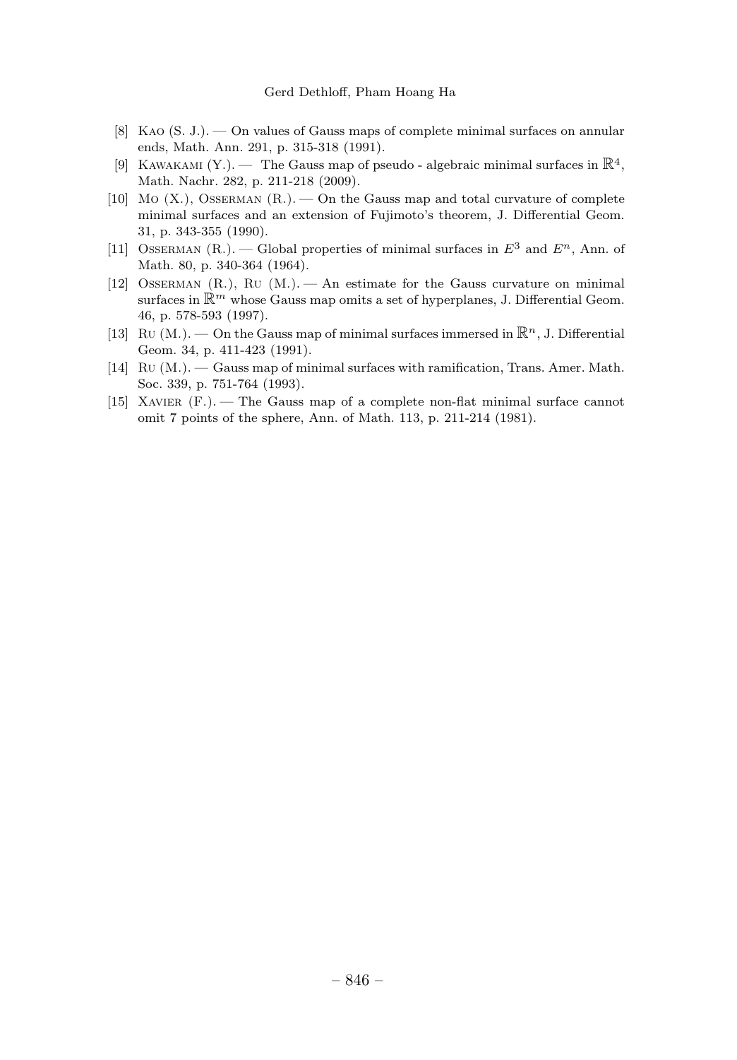[8] Kao (S. J.). — On values of Gauss maps of complete minimal surfaces on annular ends, Math. Ann. 291, p. 315-318 (1991).

[9] Kawakami (Y.). — The Gauss map of pseudo - algebraic minimal surfaces in $\mathbb{R}^4$, Math. Nachr. 282, p. 211-218 (2009).

[10] Mo (X.), Osserman (R.). — On the Gauss map and total curvature of complete minimal surfaces and an extension of Fujimoto's theorem, J. Differential Geom. 31, p. 343-355 (1990).

[11] Osserman (R.). — Global properties of minimal surfaces in $E^3$ and $E^n$, Ann. of Math. 80, p. 340-364 (1964).

[12] Osserman (R.), Ru (M.). — An estimate for the Gauss curvature on minimal surfaces in $\mathbb{R}^m$ whose Gauss map omits a set of hyperplanes, J. Differential Geom. 46, p. 578-593 (1997).

[13] Ru (M.). — On the Gauss map of minimal surfaces immersed in $\mathbb{R}^n$, J. Differential Geom. 34, p. 411-423 (1991).

[14] Ru (M.). — Gauss map of minimal surfaces with ramification, Trans. Amer. Math. Soc. 339, p. 751-764 (1993).

[15] Xavier (F.). — The Gauss map of a complete non-flat minimal surface cannot omit 7 points of the sphere, Ann. of Math. 113, p. 211-214 (1981).